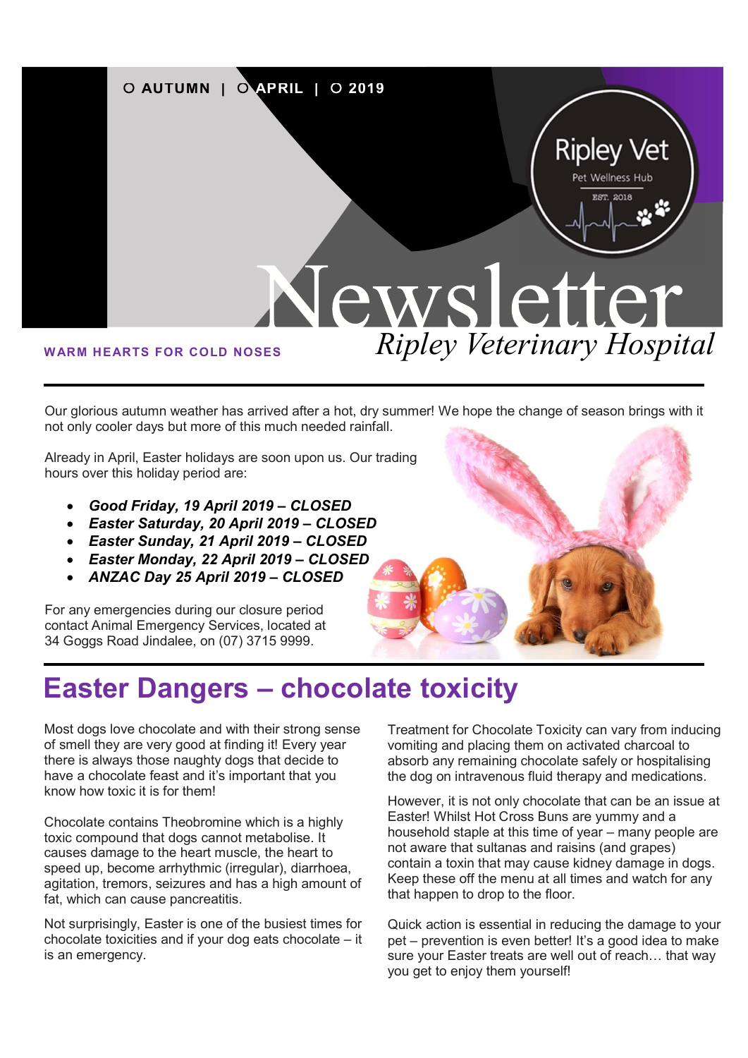AUTUMN | APRIL | 2019

Ripley Vet
Pet Wellness Hub
EST. 2018

# Newsletter

*Ripley Veterinary Hospital*

**WARM HEARTS FOR COLD NOSES**

Our glorious autumn weather has arrived after a hot, dry summer! We hope the change of season brings with it not only cooler days but more of this much needed rainfall.

Already in April, Easter holidays are soon upon us. Our trading hours over this holiday period are:

- ***Good Friday, 19 April 2019 – CLOSED***
- ***Easter Saturday, 20 April 2019 – CLOSED***
- ***Easter Sunday, 21 April 2019 – CLOSED***
- ***Easter Monday, 22 April 2019 – CLOSED***
- ***ANZAC Day 25 April 2019 – CLOSED***

For any emergencies during our closure period contact Animal Emergency Services, located at 34 Goggs Road Jindalee, on (07) 3715 9999.

## Easter Dangers – chocolate toxicity

Most dogs love chocolate and with their strong sense of smell they are very good at finding it! Every year there is always those naughty dogs that decide to have a chocolate feast and it's important that you know how toxic it is for them!

Chocolate contains Theobromine which is a highly toxic compound that dogs cannot metabolise. It causes damage to the heart muscle, the heart to speed up, become arrhythmic (irregular), diarrhoea, agitation, tremors, seizures and has a high amount of fat, which can cause pancreatitis.

Not surprisingly, Easter is one of the busiest times for chocolate toxicities and if your dog eats chocolate – it is an emergency.

Treatment for Chocolate Toxicity can vary from inducing vomiting and placing them on activated charcoal to absorb any remaining chocolate safely or hospitalising the dog on intravenous fluid therapy and medications.

However, it is not only chocolate that can be an issue at Easter! Whilst Hot Cross Buns are yummy and a household staple at this time of year – many people are not aware that sultanas and raisins (and grapes) contain a toxin that may cause kidney damage in dogs. Keep these off the menu at all times and watch for any that happen to drop to the floor.

Quick action is essential in reducing the damage to your pet – prevention is even better! It's a good idea to make sure your Easter treats are well out of reach… that way you get to enjoy them yourself!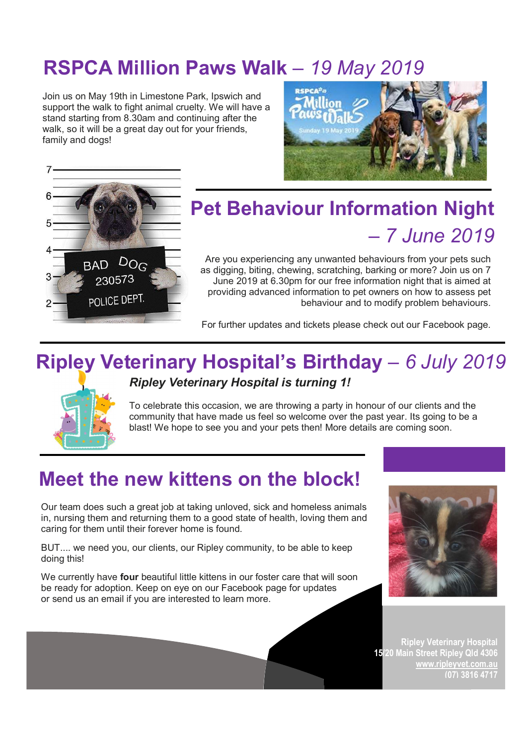# RSPCA Million Paws Walk – *19 May 2019*

Join us on May 19th in Limestone Park, Ipswich and support the walk to fight animal cruelty. We will have a stand starting from 8.30am and continuing after the walk, so it will be a great day out for your friends, family and dogs!

# Pet Behaviour Information Night – *7 June 2019*

Are you experiencing any unwanted behaviours from your pets such as digging, biting, chewing, scratching, barking or more? Join us on 7 June 2019 at 6.30pm for our free information night that is aimed at providing advanced information to pet owners on how to assess pet behaviour and to modify problem behaviours.

For further updates and tickets please check out our Facebook page.

# Ripley Veterinary Hospital's Birthday – *6 July 2019*

***Ripley Veterinary Hospital is turning 1!***

To celebrate this occasion, we are throwing a party in honour of our clients and the community that have made us feel so welcome over the past year. Its going to be a blast! We hope to see you and your pets then! More details are coming soon.

# Meet the new kittens on the block!

Our team does such a great job at taking unloved, sick and homeless animals in, nursing them and returning them to a good state of health, loving them and caring for them until their forever home is found.

BUT.... we need you, our clients, our Ripley community, to be able to keep doing this!

We currently have **four** beautiful little kittens in our foster care that will soon be ready for adoption. Keep on eye on our Facebook page for updates or send us an email if you are interested to learn more.

**Ripley Veterinary Hospital**
**15/20 Main Street Ripley Qld 4306**
**www.ripleyvet.com.au**
**(07) 3816 4717**